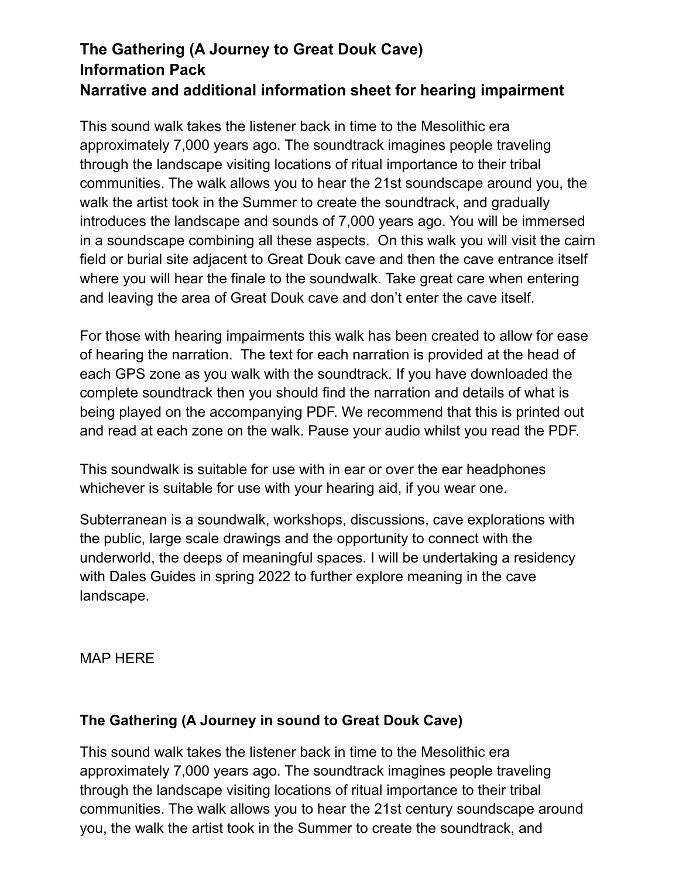# The Gathering (A Journey to Great Douk Cave)
## Information Pack
## Narrative and additional information sheet for hearing impairment

This sound walk takes the listener back in time to the Mesolithic era approximately 7,000 years ago. The soundtrack imagines people traveling through the landscape visiting locations of ritual importance to their tribal communities. The walk allows you to hear the 21st soundscape around you, the walk the artist took in the Summer to create the soundtrack, and gradually introduces the landscape and sounds of 7,000 years ago. You will be immersed in a soundscape combining all these aspects. On this walk you will visit the cairn field or burial site adjacent to Great Douk cave and then the cave entrance itself where you will hear the finale to the soundwalk. Take great care when entering and leaving the area of Great Douk cave and don't enter the cave itself.

For those with hearing impairments this walk has been created to allow for ease of hearing the narration. The text for each narration is provided at the head of each GPS zone as you walk with the soundtrack. If you have downloaded the complete soundtrack then you should find the narration and details of what is being played on the accompanying PDF. We recommend that this is printed out and read at each zone on the walk. Pause your audio whilst you read the PDF.

This soundwalk is suitable for use with in ear or over the ear headphones whichever is suitable for use with your hearing aid, if you wear one.

Subterranean is a soundwalk, workshops, discussions, cave explorations with the public, large scale drawings and the opportunity to connect with the underworld, the deeps of meaningful spaces. I will be undertaking a residency with Dales Guides in spring 2022 to further explore meaning in the cave landscape.

MAP HERE

## The Gathering (A Journey in sound to Great Douk Cave)

This sound walk takes the listener back in time to the Mesolithic era approximately 7,000 years ago. The soundtrack imagines people traveling through the landscape visiting locations of ritual importance to their tribal communities. The walk allows you to hear the 21st century soundscape around you, the walk the artist took in the Summer to create the soundtrack, and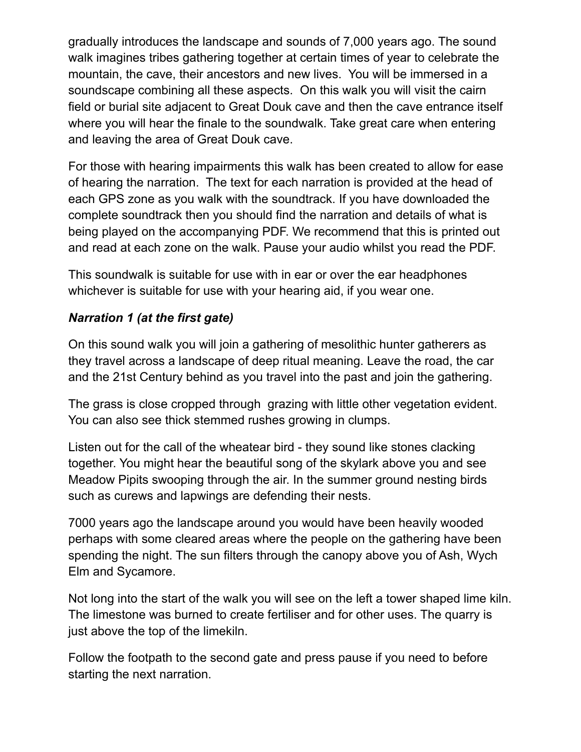gradually introduces the landscape and sounds of 7,000 years ago. The sound walk imagines tribes gathering together at certain times of year to celebrate the mountain, the cave, their ancestors and new lives. You will be immersed in a soundscape combining all these aspects. On this walk you will visit the cairn field or burial site adjacent to Great Douk cave and then the cave entrance itself where you will hear the finale to the soundwalk. Take great care when entering and leaving the area of Great Douk cave.

For those with hearing impairments this walk has been created to allow for ease of hearing the narration. The text for each narration is provided at the head of each GPS zone as you walk with the soundtrack. If you have downloaded the complete soundtrack then you should find the narration and details of what is being played on the accompanying PDF. We recommend that this is printed out and read at each zone on the walk. Pause your audio whilst you read the PDF.

This soundwalk is suitable for use with in ear or over the ear headphones whichever is suitable for use with your hearing aid, if you wear one.

***Narration 1 (at the first gate)***

On this sound walk you will join a gathering of mesolithic hunter gatherers as they travel across a landscape of deep ritual meaning. Leave the road, the car and the 21st Century behind as you travel into the past and join the gathering.

The grass is close cropped through grazing with little other vegetation evident. You can also see thick stemmed rushes growing in clumps.

Listen out for the call of the wheatear bird - they sound like stones clacking together. You might hear the beautiful song of the skylark above you and see Meadow Pipits swooping through the air. In the summer ground nesting birds such as curews and lapwings are defending their nests.

7000 years ago the landscape around you would have been heavily wooded perhaps with some cleared areas where the people on the gathering have been spending the night. The sun filters through the canopy above you of Ash, Wych Elm and Sycamore.

Not long into the start of the walk you will see on the left a tower shaped lime kiln. The limestone was burned to create fertiliser and for other uses. The quarry is just above the top of the limekiln.

Follow the footpath to the second gate and press pause if you need to before starting the next narration.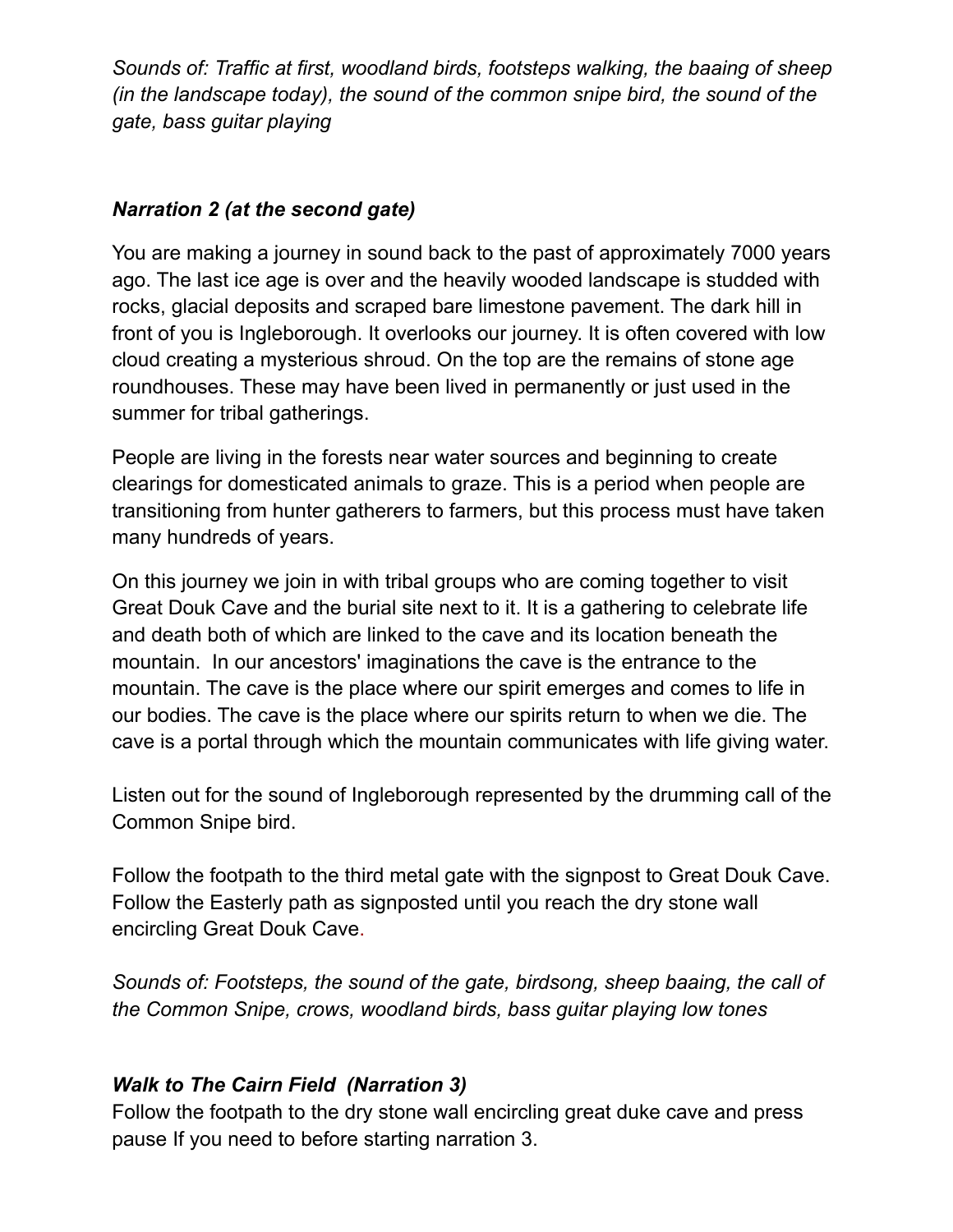*Sounds of: Traffic at first, woodland birds, footsteps walking, the baaing of sheep (in the landscape today), the sound of the common snipe bird, the sound of the gate, bass guitar playing*

***Narration 2 (at the second gate)***

You are making a journey in sound back to the past of approximately 7000 years ago. The last ice age is over and the heavily wooded landscape is studded with rocks, glacial deposits and scraped bare limestone pavement. The dark hill in front of you is Ingleborough. It overlooks our journey. It is often covered with low cloud creating a mysterious shroud. On the top are the remains of stone age roundhouses. These may have been lived in permanently or just used in the summer for tribal gatherings.

People are living in the forests near water sources and beginning to create clearings for domesticated animals to graze. This is a period when people are transitioning from hunter gatherers to farmers, but this process must have taken many hundreds of years.

On this journey we join in with tribal groups who are coming together to visit Great Douk Cave and the burial site next to it. It is a gathering to celebrate life and death both of which are linked to the cave and its location beneath the mountain. In our ancestors' imaginations the cave is the entrance to the mountain. The cave is the place where our spirit emerges and comes to life in our bodies. The cave is the place where our spirits return to when we die. The cave is a portal through which the mountain communicates with life giving water.

Listen out for the sound of Ingleborough represented by the drumming call of the Common Snipe bird.

Follow the footpath to the third metal gate with the signpost to Great Douk Cave. Follow the Easterly path as signposted until you reach the dry stone wall encircling Great Douk Cave.

*Sounds of: Footsteps, the sound of the gate, birdsong, sheep baaing, the call of the Common Snipe, crows, woodland birds, bass guitar playing low tones*

***Walk to The Cairn Field (Narration 3)***

Follow the footpath to the dry stone wall encircling great duke cave and press pause If you need to before starting narration 3.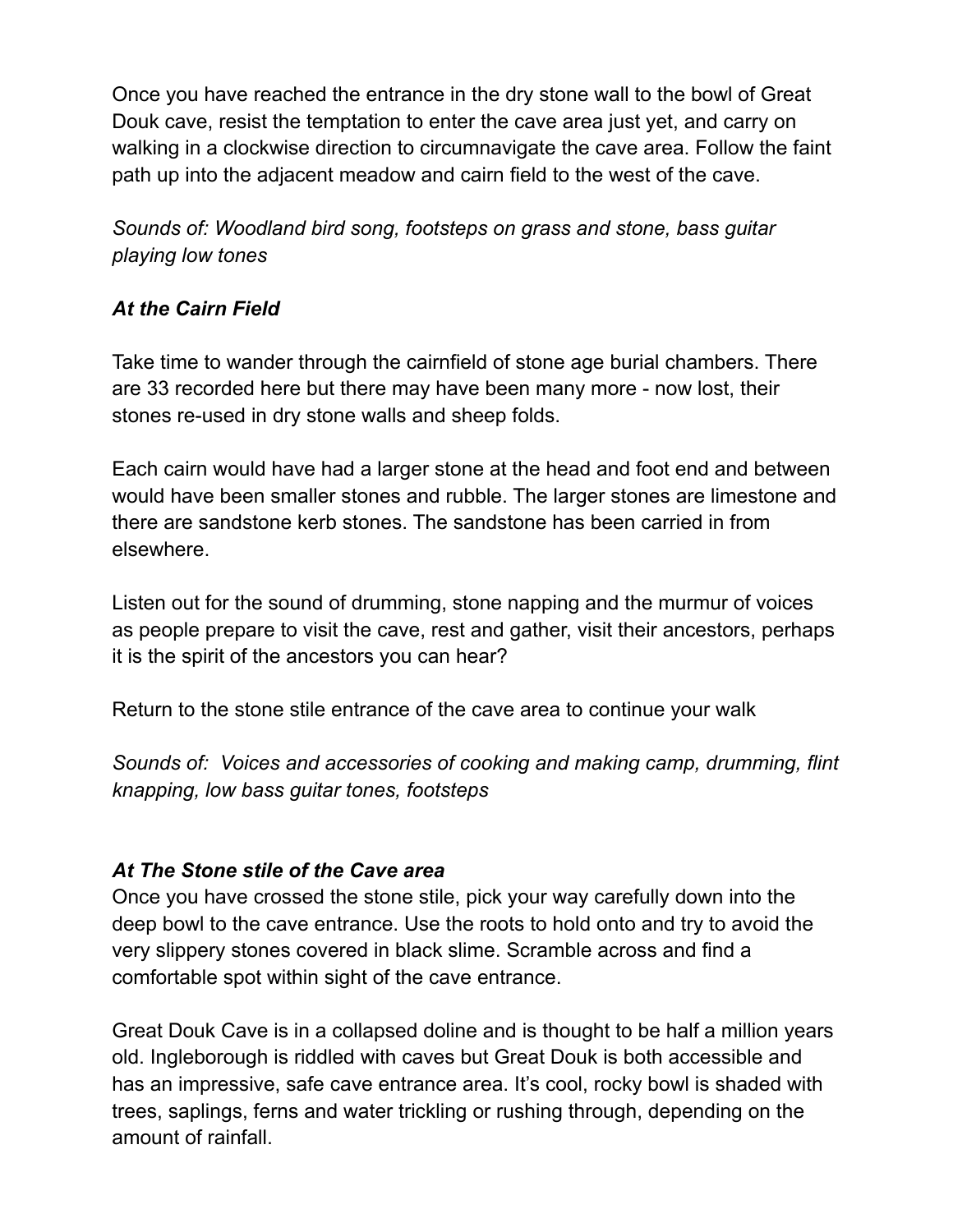Once you have reached the entrance in the dry stone wall to the bowl of Great Douk cave, resist the temptation to enter the cave area just yet, and carry on walking in a clockwise direction to circumnavigate the cave area. Follow the faint path up into the adjacent meadow and cairn field to the west of the cave.

*Sounds of: Woodland bird song, footsteps on grass and stone, bass guitar playing low tones*

***At the Cairn Field***

Take time to wander through the cairnfield of stone age burial chambers. There are 33 recorded here but there may have been many more - now lost, their stones re-used in dry stone walls and sheep folds.

Each cairn would have had a larger stone at the head and foot end and between would have been smaller stones and rubble. The larger stones are limestone and there are sandstone kerb stones. The sandstone has been carried in from elsewhere.

Listen out for the sound of drumming, stone napping and the murmur of voices as people prepare to visit the cave, rest and gather, visit their ancestors, perhaps it is the spirit of the ancestors you can hear?

Return to the stone stile entrance of the cave area to continue your walk

*Sounds of: Voices and accessories of cooking and making camp, drumming, flint knapping, low bass guitar tones, footsteps*

***At The Stone stile of the Cave area***

Once you have crossed the stone stile, pick your way carefully down into the deep bowl to the cave entrance. Use the roots to hold onto and try to avoid the very slippery stones covered in black slime. Scramble across and find a comfortable spot within sight of the cave entrance.

Great Douk Cave is in a collapsed doline and is thought to be half a million years old. Ingleborough is riddled with caves but Great Douk is both accessible and has an impressive, safe cave entrance area. It's cool, rocky bowl is shaded with trees, saplings, ferns and water trickling or rushing through, depending on the amount of rainfall.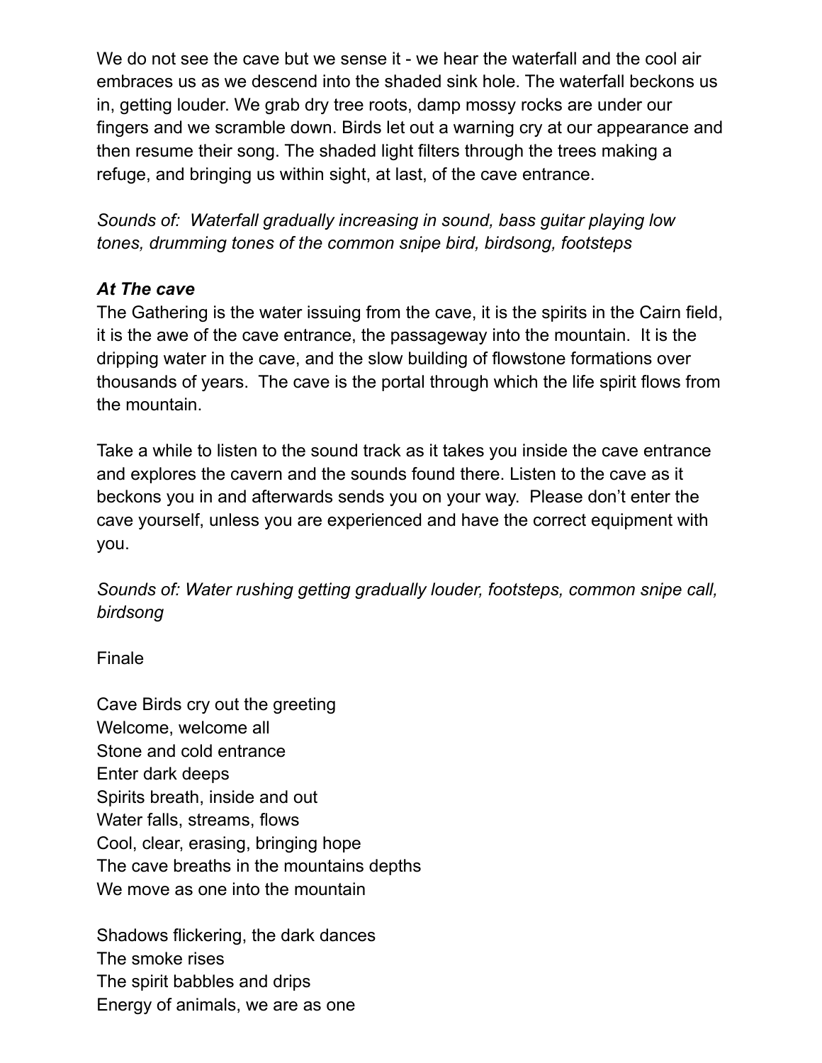We do not see the cave but we sense it - we hear the waterfall and the cool air embraces us as we descend into the shaded sink hole. The waterfall beckons us in, getting louder. We grab dry tree roots, damp mossy rocks are under our fingers and we scramble down. Birds let out a warning cry at our appearance and then resume their song. The shaded light filters through the trees making a refuge, and bringing us within sight, at last, of the cave entrance.

*Sounds of: Waterfall gradually increasing in sound, bass guitar playing low tones, drumming tones of the common snipe bird, birdsong, footsteps*

***At The cave***

The Gathering is the water issuing from the cave, it is the spirits in the Cairn field, it is the awe of the cave entrance, the passageway into the mountain. It is the dripping water in the cave, and the slow building of flowstone formations over thousands of years. The cave is the portal through which the life spirit flows from the mountain.

Take a while to listen to the sound track as it takes you inside the cave entrance and explores the cavern and the sounds found there. Listen to the cave as it beckons you in and afterwards sends you on your way. Please don't enter the cave yourself, unless you are experienced and have the correct equipment with you.

*Sounds of: Water rushing getting gradually louder, footsteps, common snipe call, birdsong*

Finale

Cave Birds cry out the greeting
Welcome, welcome all
Stone and cold entrance
Enter dark deeps
Spirits breath, inside and out
Water falls, streams, flows
Cool, clear, erasing, bringing hope
The cave breaths in the mountains depths
We move as one into the mountain

Shadows flickering, the dark dances
The smoke rises
The spirit babbles and drips
Energy of animals, we are as one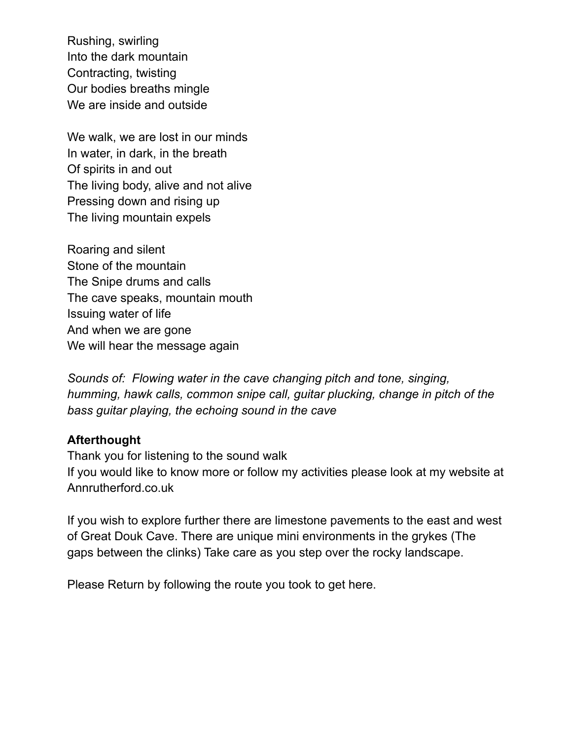Rushing, swirling
Into the dark mountain
Contracting, twisting
Our bodies breaths mingle
We are inside and outside

We walk, we are lost in our minds
In water, in dark, in the breath
Of spirits in and out
The living body, alive and not alive
Pressing down and rising up
The living mountain expels

Roaring and silent
Stone of the mountain
The Snipe drums and calls
The cave speaks, mountain mouth
Issuing water of life
And when we are gone
We will hear the message again

*Sounds of: Flowing water in the cave changing pitch and tone, singing, humming, hawk calls, common snipe call, guitar plucking, change in pitch of the bass guitar playing, the echoing sound in the cave*

**Afterthought**

Thank you for listening to the sound walk
If you would like to know more or follow my activities please look at my website at Annrutherford.co.uk

If you wish to explore further there are limestone pavements to the east and west of Great Douk Cave. There are unique mini environments in the grykes (The gaps between the clinks) Take care as you step over the rocky landscape.

Please Return by following the route you took to get here.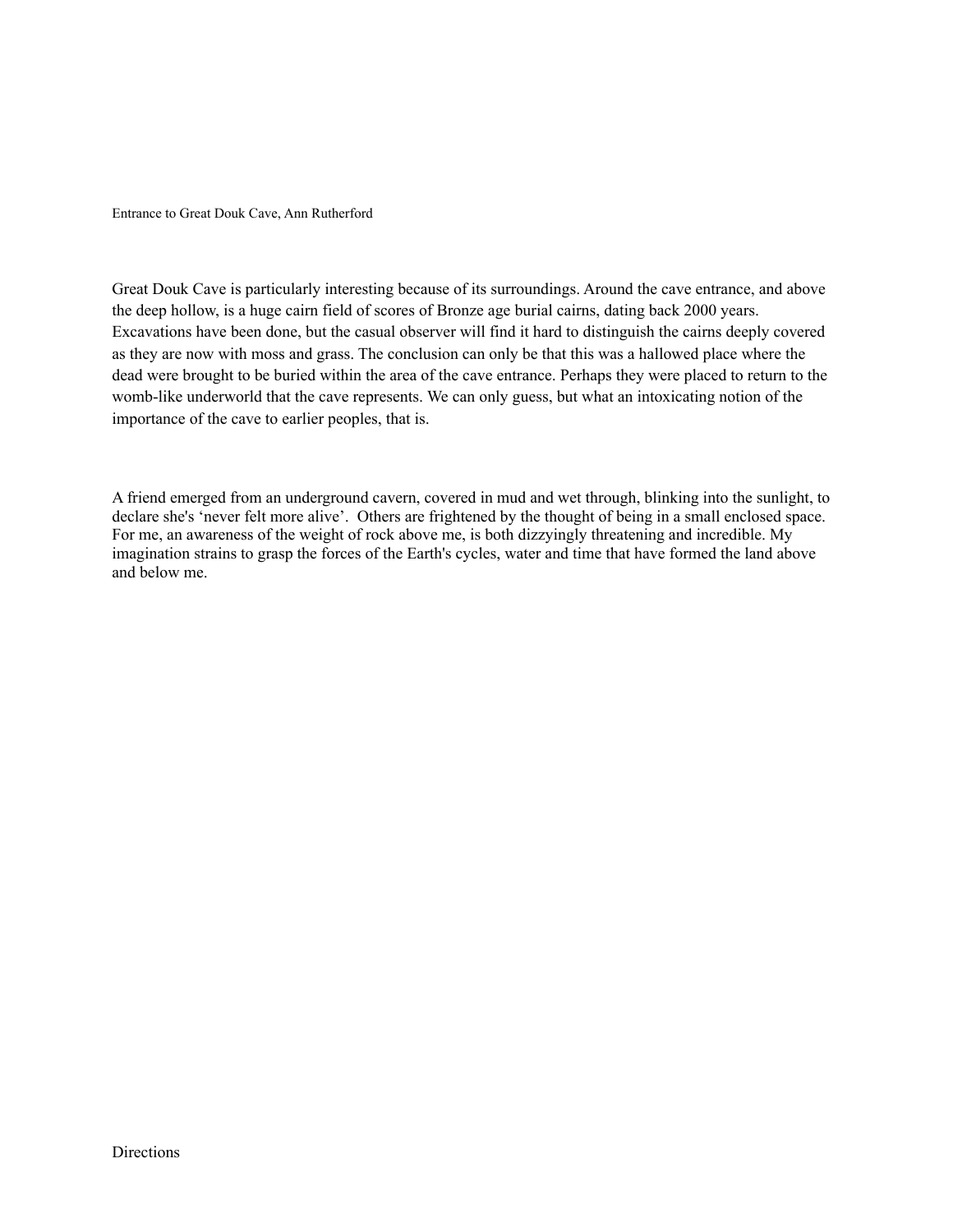Entrance to Great Douk Cave, Ann Rutherford

Great Douk Cave is particularly interesting because of its surroundings. Around the cave entrance, and above the deep hollow, is a huge cairn field of scores of Bronze age burial cairns, dating back 2000 years. Excavations have been done, but the casual observer will find it hard to distinguish the cairns deeply covered as they are now with moss and grass. The conclusion can only be that this was a hallowed place where the dead were brought to be buried within the area of the cave entrance. Perhaps they were placed to return to the womb-like underworld that the cave represents. We can only guess, but what an intoxicating notion of the importance of the cave to earlier peoples, that is.

A friend emerged from an underground cavern, covered in mud and wet through, blinking into the sunlight, to declare she's 'never felt more alive'. Others are frightened by the thought of being in a small enclosed space. For me, an awareness of the weight of rock above me, is both dizzyingly threatening and incredible. My imagination strains to grasp the forces of the Earth's cycles, water and time that have formed the land above and below me.

Directions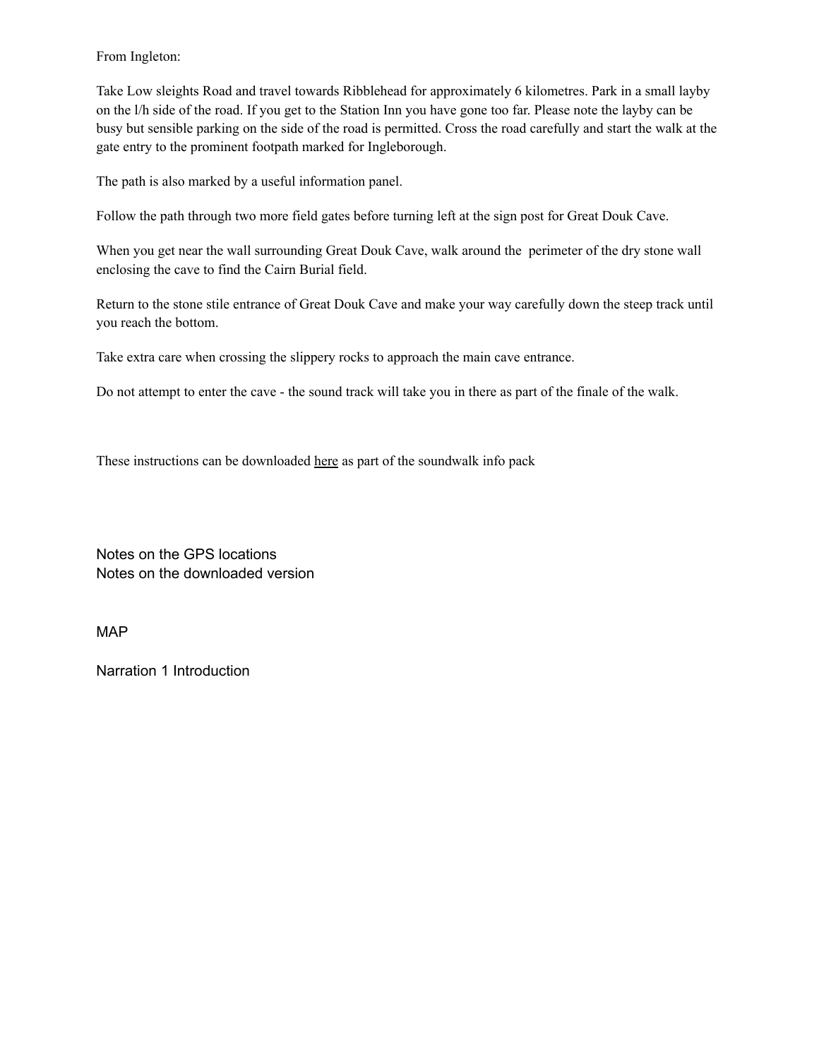From Ingleton:

Take Low sleights Road and travel towards Ribblehead for approximately 6 kilometres. Park in a small layby on the l/h side of the road. If you get to the Station Inn you have gone too far. Please note the layby can be busy but sensible parking on the side of the road is permitted. Cross the road carefully and start the walk at the gate entry to the prominent footpath marked for Ingleborough.

The path is also marked by a useful information panel.

Follow the path through two more field gates before turning left at the sign post for Great Douk Cave.

When you get near the wall surrounding Great Douk Cave, walk around the perimeter of the dry stone wall enclosing the cave to find the Cairn Burial field.

Return to the stone stile entrance of Great Douk Cave and make your way carefully down the steep track until you reach the bottom.

Take extra care when crossing the slippery rocks to approach the main cave entrance.

Do not attempt to enter the cave - the sound track will take you in there as part of the finale of the walk.

These instructions can be downloaded here as part of the soundwalk info pack

Notes on the GPS locations
Notes on the downloaded version

MAP

Narration 1 Introduction